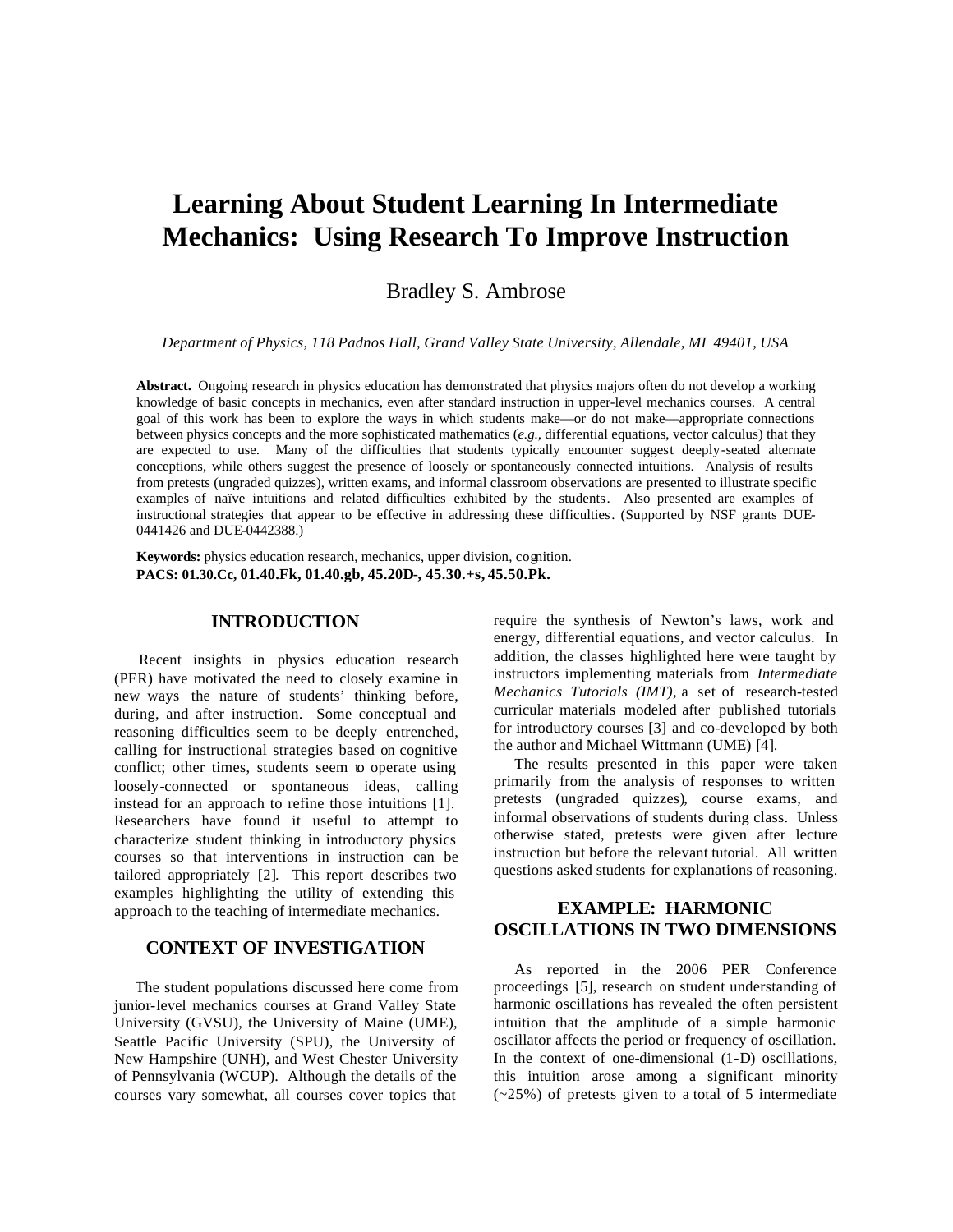# Learning About Student Learning In Intermediate Mechanics: Using Research To Improve Instruction

Bradley S. Ambrose

*Department of Physics, 118 Padnos Hall, Grand Valley State University, Allendale, MI 49401, USA*

**Abstract.** Ongoing research in physics education has demonstrated that physics majors often do not develop a working knowledge of basic concepts in mechanics, even after standard instruction in upper-level mechanics courses. A central goal of this work has been to explore the ways in which students make—or do not make—appropriate connections between physics concepts and the more sophisticated mathematics (*e.g.,* differential equations, vector calculus) that they are expected to use. Many of the difficulties that students typically encounter suggest deeply-seated alternate conceptions, while others suggest the presence of loosely or spontaneously connected intuitions. Analysis of results from pretests (ungraded quizzes), written exams, and informal classroom observations are presented to illustrate specific examples of naïve intuitions and related difficulties exhibited by the students. Also presented are examples of instructional strategies that appear to be effective in addressing these difficulties. (Supported by NSF grants DUE-0441426 and DUE-0442388.)

**Keywords:** physics education research, mechanics, upper division, cognition.
**PACS: 01.30.Cc, 01.40.Fk, 01.40.gb, 45.20D-, 45.30.+s, 45.50.Pk.**

## INTRODUCTION

Recent insights in physics education research (PER) have motivated the need to closely examine in new ways the nature of students' thinking before, during, and after instruction. Some conceptual and reasoning difficulties seem to be deeply entrenched, calling for instructional strategies based on cognitive conflict; other times, students seem to operate using loosely-connected or spontaneous ideas, calling instead for an approach to refine those intuitions [1]. Researchers have found it useful to attempt to characterize student thinking in introductory physics courses so that interventions in instruction can be tailored appropriately [2]. This report describes two examples highlighting the utility of extending this approach to the teaching of intermediate mechanics.

## CONTEXT OF INVESTIGATION

The student populations discussed here come from junior-level mechanics courses at Grand Valley State University (GVSU), the University of Maine (UME), Seattle Pacific University (SPU), the University of New Hampshire (UNH), and West Chester University of Pennsylvania (WCUP). Although the details of the courses vary somewhat, all courses cover topics that require the synthesis of Newton's laws, work and energy, differential equations, and vector calculus. In addition, the classes highlighted here were taught by instructors implementing materials from *Intermediate Mechanics Tutorials (IMT)*, a set of research-tested curricular materials modeled after published tutorials for introductory courses [3] and co-developed by both the author and Michael Wittmann (UME) [4].

The results presented in this paper were taken primarily from the analysis of responses to written pretests (ungraded quizzes), course exams, and informal observations of students during class. Unless otherwise stated, pretests were given after lecture instruction but before the relevant tutorial. All written questions asked students for explanations of reasoning.

## EXAMPLE: HARMONIC OSCILLATIONS IN TWO DIMENSIONS

As reported in the 2006 PER Conference proceedings [5], research on student understanding of harmonic oscillations has revealed the often persistent intuition that the amplitude of a simple harmonic oscillator affects the period or frequency of oscillation. In the context of one-dimensional (1-D) oscillations, this intuition arose among a significant minority (~25%) of pretests given to a total of 5 intermediate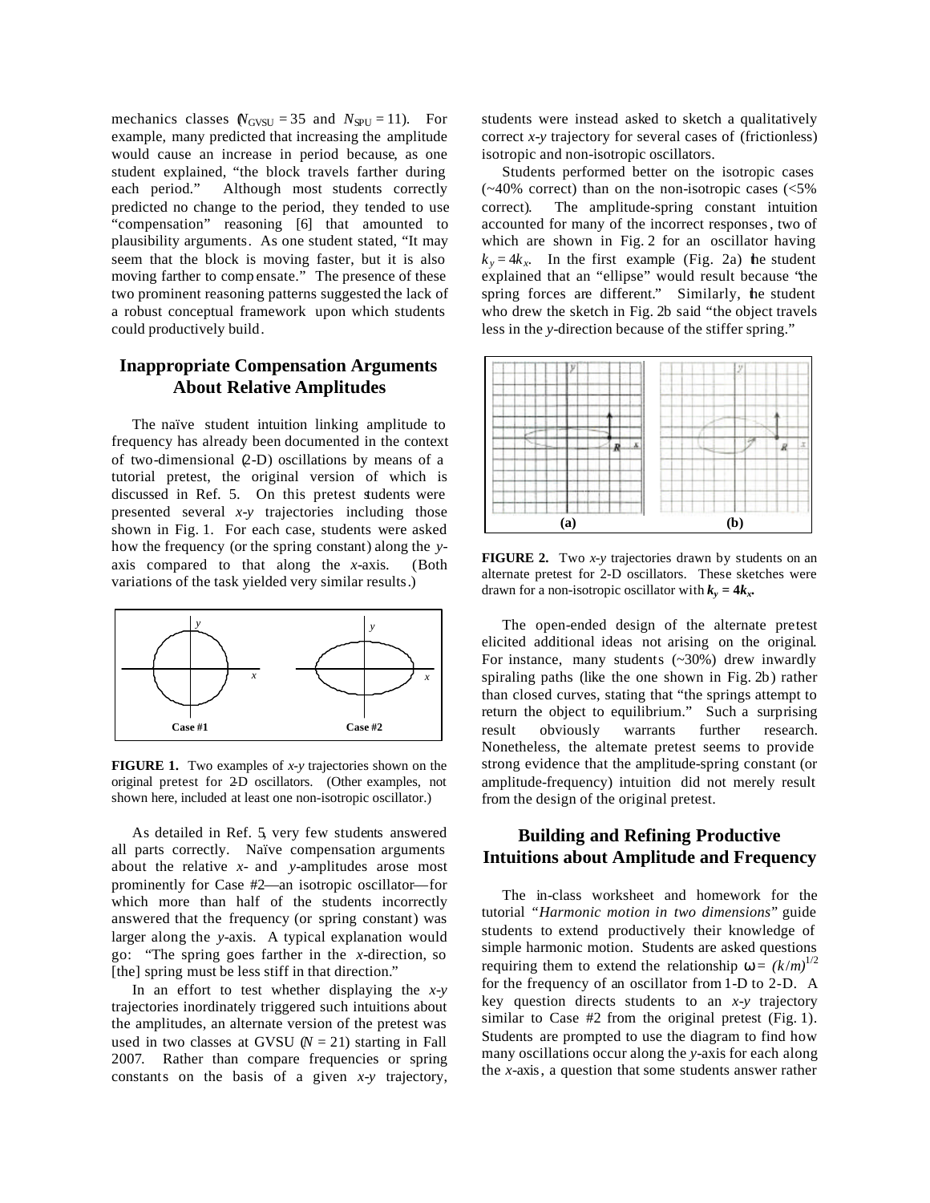mechanics classes ($N_{GVSU} = 35$ and $N_{SPU} = 11$). For example, many predicted that increasing the amplitude would cause an increase in period because, as one student explained, "the block travels farther during each period." Although most students correctly predicted no change to the period, they tended to use "compensation" reasoning [6] that amounted to plausibility arguments. As one student stated, "It may seem that the block is moving faster, but it is also moving farther to compensate." The presence of these two prominent reasoning patterns suggested the lack of a robust conceptual framework upon which students could productively build.

## Inappropriate Compensation Arguments About Relative Amplitudes

The naïve student intuition linking amplitude to frequency has already been documented in the context of two-dimensional (2-D) oscillations by means of a tutorial pretest, the original version of which is discussed in Ref. 5. On this pretest students were presented several *x-y* trajectories including those shown in Fig. 1. For each case, students were asked how the frequency (or the spring constant) along the *y*-axis compared to that along the *x*-axis. (Both variations of the task yielded very similar results.)

**FIGURE 1.** Two examples of *x-y* trajectories shown on the original pretest for 2-D oscillators. (Other examples, not shown here, included at least one non-isotropic oscillator.)

As detailed in Ref. 5, very few students answered all parts correctly. Naïve compensation arguments about the relative *x*- and *y*-amplitudes arose most prominently for Case #2—an isotropic oscillator—for which more than half of the students incorrectly answered that the frequency (or spring constant) was larger along the *y*-axis. A typical explanation would go: "The spring goes farther in the *x*-direction, so [the] spring must be less stiff in that direction."

In an effort to test whether displaying the *x-y* trajectories inordinately triggered such intuitions about the amplitudes, an alternate version of the pretest was used in two classes at GVSU ($N = 21$) starting in Fall 2007. Rather than compare frequencies or spring constants on the basis of a given *x-y* trajectory, students were instead asked to sketch a qualitatively correct *x-y* trajectory for several cases of (frictionless) isotropic and non-isotropic oscillators.

Students performed better on the isotropic cases (~40% correct) than on the non-isotropic cases (<5% correct). The amplitude-spring constant intuition accounted for many of the incorrect responses, two of which are shown in Fig. 2 for an oscillator having $k_y = 4k_x$. In the first example (Fig. 2a) the student explained that an "ellipse" would result because "the spring forces are different." Similarly, the student who drew the sketch in Fig. 2b said "the object travels less in the *y*-direction because of the stiffer spring."

**FIGURE 2.** Two *x-y* trajectories drawn by students on an alternate pretest for 2-D oscillators. These sketches were drawn for a non-isotropic oscillator with $k_y = 4k_x$.

The open-ended design of the alternate pretest elicited additional ideas not arising on the original. For instance, many students (~30%) drew inwardly spiraling paths (like the one shown in Fig. 2b) rather than closed curves, stating that "the springs attempt to return the object to equilibrium." Such a surprising result obviously warrants further research. Nonetheless, the alternate pretest seems to provide strong evidence that the amplitude-spring constant (or amplitude-frequency) intuition did not merely result from the design of the original pretest.

## Building and Refining Productive Intuitions about Amplitude and Frequency

The in-class worksheet and homework for the tutorial *"Harmonic motion in two dimensions"* guide students to extend productively their knowledge of simple harmonic motion. Students are asked questions requiring them to extend the relationship $\omega = (k/m)^{1/2}$ for the frequency of an oscillator from 1-D to 2-D. A key question directs students to an *x-y* trajectory similar to Case #2 from the original pretest (Fig. 1). Students are prompted to use the diagram to find how many oscillations occur along the *y*-axis for each along the *x*-axis, a question that some students answer rather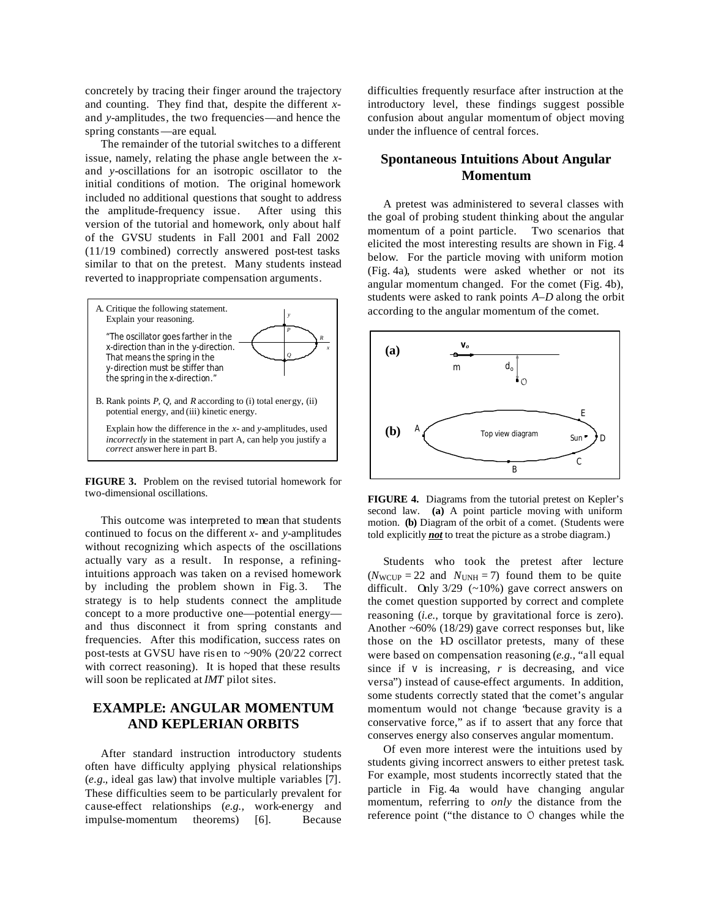concretely by tracing their finger around the trajectory and counting. They find that, despite the different *x*- and *y*-amplitudes, the two frequencies—and hence the spring constants—are equal.

The remainder of the tutorial switches to a different issue, namely, relating the phase angle between the *x*- and *y*-oscillations for an isotropic oscillator to the initial conditions of motion. The original homework included no additional questions that sought to address the amplitude-frequency issue. After using this version of the tutorial and homework, only about half of the GVSU students in Fall 2001 and Fall 2002 (11/19 combined) correctly answered post-test tasks similar to that on the pretest. Many students instead reverted to inappropriate compensation arguments.

A. Critique the following statement. Explain your reasoning.

"The oscillator goes farther in the x-direction than in the y-direction. That means the spring in the y-direction must be stiffer than the spring in the x-direction."

B. Rank points *P*, *Q*, and *R* according to (i) total energy, (ii) potential energy, and (iii) kinetic energy.

Explain how the difference in the *x*- and *y*-amplitudes, used *incorrectly* in the statement in part A, can help you justify a *correct* answer here in part B.

**FIGURE 3.** Problem on the revised tutorial homework for two-dimensional oscillations.

This outcome was interpreted to mean that students continued to focus on the different *x*- and *y*-amplitudes without recognizing which aspects of the oscillations actually vary as a result. In response, a refining-intuitions approach was taken on a revised homework by including the problem shown in Fig. 3. The strategy is to help students connect the amplitude concept to a more productive one—potential energy—and thus disconnect it from spring constants and frequencies. After this modification, success rates on post-tests at GVSU have risen to ~90% (20/22 correct with correct reasoning). It is hoped that these results will soon be replicated at *IMT* pilot sites.

## EXAMPLE: ANGULAR MOMENTUM AND KEPLERIAN ORBITS

After standard instruction introductory students often have difficulty applying physical relationships (*e.g.*, ideal gas law) that involve multiple variables [7]. These difficulties seem to be particularly prevalent for cause-effect relationships (*e.g.,* work-energy and impulse-momentum theorems) [6]. Because difficulties frequently resurface after instruction at the introductory level, these findings suggest possible confusion about angular momentum of object moving under the influence of central forces.

## Spontaneous Intuitions About Angular Momentum

A pretest was administered to several classes with the goal of probing student thinking about the angular momentum of a point particle. Two scenarios that elicited the most interesting results are shown in Fig. 4 below. For the particle moving with uniform motion (Fig. 4a), students were asked whether or not its angular momentum changed. For the comet (Fig. 4b), students were asked to rank points *A*–*D* along the orbit according to the angular momentum of the comet.

**FIGURE 4.** Diagrams from the tutorial pretest on Kepler's second law. **(a)** A point particle moving with uniform motion. **(b)** Diagram of the orbit of a comet. (Students were told explicitly ***not*** to treat the picture as a strobe diagram.)

Students who took the pretest after lecture ($N_{WCUP} = 22$ and $N_{UNH} = 7$) found them to be quite difficult. Only 3/29 (~10%) gave correct answers on the comet question supported by correct and complete reasoning (*i.e.,* torque by gravitational force is zero). Another ~60% (18/29) gave correct responses but, like those on the 1-D oscillator pretests, many of these were based on compensation reasoning (*e.g.,* "all equal since if $v$ is increasing, $r$ is decreasing, and vice versa") instead of cause-effect arguments. In addition, some students correctly stated that the comet's angular momentum would not change "because gravity is a conservative force," as if to assert that any force that conserves energy also conserves angular momentum.

Of even more interest were the intuitions used by students giving incorrect answers to either pretest task. For example, most students incorrectly stated that the particle in Fig. 4a would have changing angular momentum, referring to *only* the distance from the reference point ("the distance to O changes while the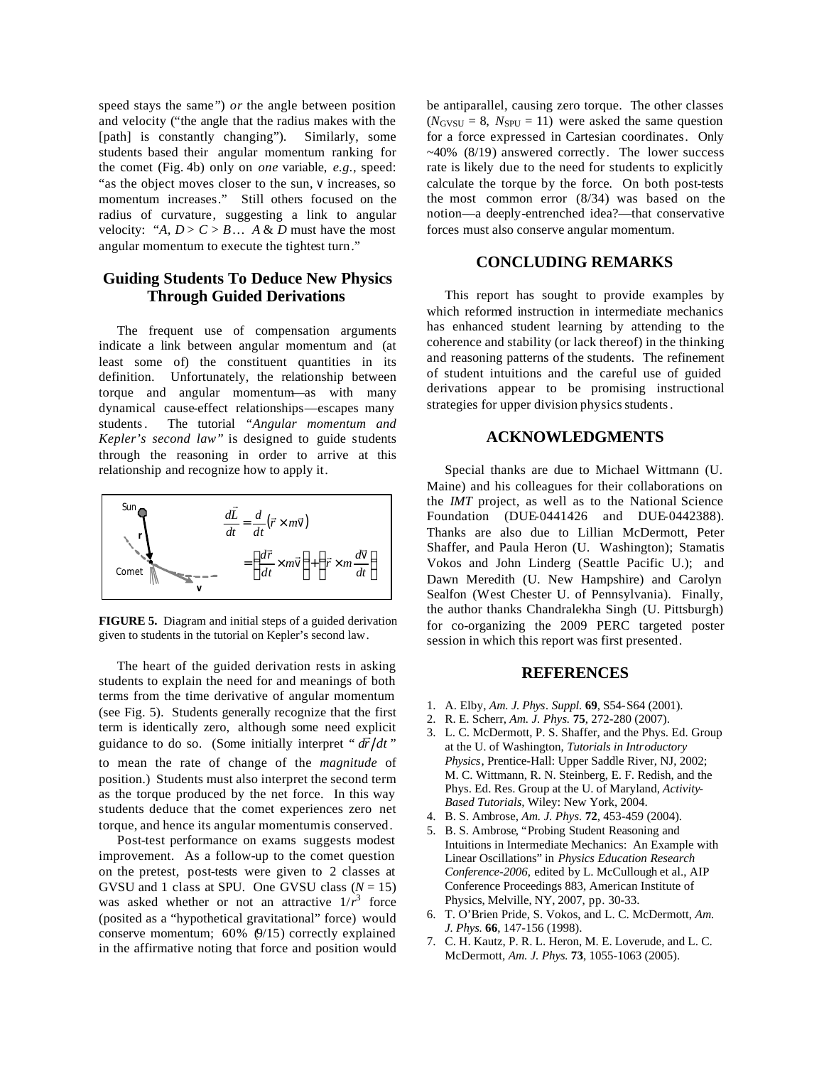speed stays the same") *or* the angle between position and velocity ("the angle that the radius makes with the [path] is constantly changing"). Similarly, some students based their angular momentum ranking for the comet (Fig. 4b) only on *one* variable, *e.g.,* speed: "as the object moves closer to the sun, v increases, so momentum increases." Still others focused on the radius of curvature, suggesting a link to angular velocity: "*A, D > C > B… A & D* must have the most angular momentum to execute the tightest turn."

## Guiding Students To Deduce New Physics Through Guided Derivations

The frequent use of compensation arguments indicate a link between angular momentum and (at least some of) the constituent quantities in its definition. Unfortunately, the relationship between torque and angular momentum—as with many dynamical cause-effect relationships—escapes many students. The tutorial *"Angular momentum and Kepler's second law"* is designed to guide students through the reasoning in order to arrive at this relationship and recognize how to apply it.

Sun

r

Comet

v

$$\frac{d\vec{L}}{dt} = \frac{d}{dt}\left(\vec{r} \times m\vec{v}\right)$$

$$= \left(\frac{d\vec{r}}{dt} \times m\vec{v}\right) + \left(\vec{r} \times m\frac{d\vec{v}}{dt}\right)$$

**FIGURE 5.** Diagram and initial steps of a guided derivation given to students in the tutorial on Kepler's second law.

The heart of the guided derivation rests in asking students to explain the need for and meanings of both terms from the time derivative of angular momentum (see Fig. 5). Students generally recognize that the first term is identically zero, although some need explicit guidance to do so. (Some initially interpret "$d\vec{r}/dt$" to mean the rate of change of the *magnitude* of position.) Students must also interpret the second term as the torque produced by the net force. In this way students deduce that the comet experiences zero net torque, and hence its angular momentum is conserved.

Post-test performance on exams suggests modest improvement. As a follow-up to the comet question on the pretest, post-tests were given to 2 classes at GVSU and 1 class at SPU. One GVSU class ($N = 15$) was asked whether or not an attractive $1/r^3$ force (posited as a "hypothetical gravitational" force) would conserve momentum; 60% (9/15) correctly explained in the affirmative noting that force and position would be antiparallel, causing zero torque. The other classes ($N_{GVSU} = 8$, $N_{SPU} = 11$) were asked the same question for a force expressed in Cartesian coordinates. Only ~40% (8/19) answered correctly. The lower success rate is likely due to the need for students to explicitly calculate the torque by the force. On both post-tests the most common error (8/34) was based on the notion—a deeply-entrenched idea?—that conservative forces must also conserve angular momentum.

## CONCLUDING REMARKS

This report has sought to provide examples by which reformed instruction in intermediate mechanics has enhanced student learning by attending to the coherence and stability (or lack thereof) in the thinking and reasoning patterns of the students. The refinement of student intuitions and the careful use of guided derivations appear to be promising instructional strategies for upper division physics students.

## ACKNOWLEDGMENTS

Special thanks are due to Michael Wittmann (U. Maine) and his colleagues for their collaborations on the *IMT* project, as well as to the National Science Foundation (DUE-0441426 and DUE-0442388). Thanks are also due to Lillian McDermott, Peter Shaffer, and Paula Heron (U. Washington); Stamatis Vokos and John Linderg (Seattle Pacific U.); and Dawn Meredith (U. New Hampshire) and Carolyn Sealfon (West Chester U. of Pennsylvania). Finally, the author thanks Chandralekha Singh (U. Pittsburgh) for co-organizing the 2009 PERC targeted poster session in which this report was first presented.

## REFERENCES

1. A. Elby, *Am. J. Phys. Suppl.* **69**, S54-S64 (2001).
2. R. E. Scherr, *Am. J. Phys.* **75**, 272-280 (2007).
3. L. C. McDermott, P. S. Shaffer, and the Phys. Ed. Group at the U. of Washington, *Tutorials in Introductory Physics*, Prentice-Hall: Upper Saddle River, NJ, 2002; M. C. Wittmann, R. N. Steinberg, E. F. Redish, and the Phys. Ed. Res. Group at the U. of Maryland, *Activity-Based Tutorials*, Wiley: New York, 2004.
4. B. S. Ambrose, *Am. J. Phys.* **72**, 453-459 (2004).
5. B. S. Ambrose, "Probing Student Reasoning and Intuitions in Intermediate Mechanics: An Example with Linear Oscillations" in *Physics Education Research Conference-2006*, edited by L. McCullough et al., AIP Conference Proceedings 883, American Institute of Physics, Melville, NY, 2007, pp. 30-33.
6. T. O'Brien Pride, S. Vokos, and L. C. McDermott, *Am. J. Phys.* **66**, 147-156 (1998).
7. C. H. Kautz, P. R. L. Heron, M. E. Loverude, and L. C. McDermott, *Am. J. Phys.* **73**, 1055-1063 (2005).